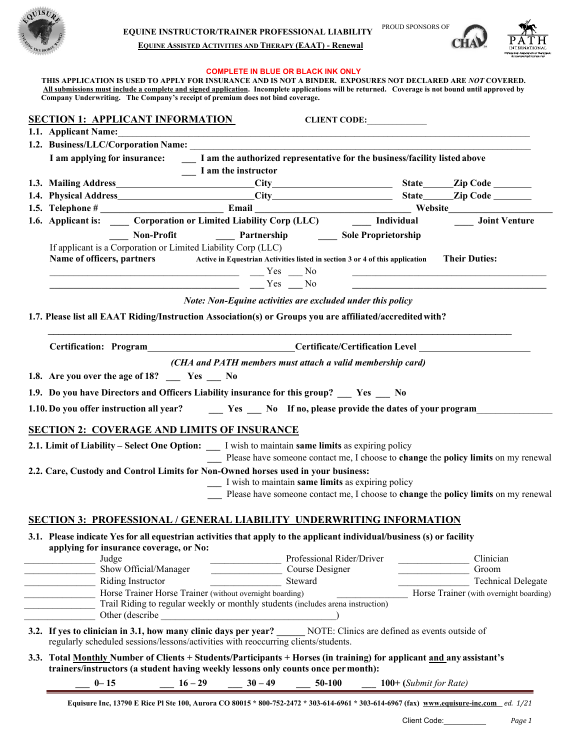**EQUINE INSTRUCTOR/TRAINER PROFESSIONAL LIABILITY**

**EQUINE ASSISTED ACTIVITIES AND THERAPY (EAAT) - Renewal**

PROUD SPONSORS OF

**COMPLETE IN BLUE OR BLACK INK ONLY**

**THIS APPLICATION IS USED TO APPLY FOR INSURANCE AND IS NOT A BINDER. EXPOSURES NOT DECLARED ARE *NOT* COVERED. All submissions must include a complete and signed application. Incomplete applications will be returned. Coverage is not bound until approved by Company Underwriting. The Company's receipt of premium does not bind coverage.**

## SECTION 1: APPLICANT INFORMATION

**CLIENT CODE:**_____________

**1.1. Applicant Name:**_______________________________________________

**1.2. Business/LLC/Corporation Name:** _______________________________________________

**I am applying for insurance:** ___ **I am the authorized representative for the business/facility listed above**
___ **I am the instructor**

**1.3. Mailing Address**_______________________**City**____________________ **State**______**Zip Code** ________

**1.4. Physical Address**_______________________**City**____________________ **State**______**Zip Code** ________

**1.5. Telephone #** ____________________ **Email** ___________________________ **Website**__________________

**1.6. Applicant is:** ____ **Corporation or Limited Liability Corp (LLC)** ____ **Individual** ____ **Joint Venture**
____ **Non-Profit** ____ **Partnership** ____ **Sole Proprietorship**

If applicant is a Corporation or Limited Liability Corp (LLC)

**Name of officers, partners** **Active in Equestrian Activities listed in section 3 or 4 of this application** **Their Duties:**

________________________________ ___ Yes ___ No ________________________________

________________________________ ___ Yes ___ No ________________________________

*Note: Non-Equine activities are excluded under this policy*

**1.7. Please list all EAAT Riding/Instruction Association(s) or Groups you are affiliated/accredited with?**

_______________________________________________________________

**Certification: Program**_________________________**Certificate/Certification Level** ____________________

*(CHA and PATH members must attach a valid membership card)*

**1.8. Are you over the age of 18?** ___ **Yes** ___ **No**

**1.9. Do you have Directors and Officers Liability insurance for this group?** ___ **Yes** ___ **No**

**1.10. Do you offer instruction all year?** ___ **Yes** ___ **No** **If no, please provide the dates of your program**______________

## SECTION 2: COVERAGE AND LIMITS OF INSURANCE

**2.1. Limit of Liability – Select One Option:** ___ I wish to maintain **same limits** as expiring policy
___ Please have someone contact me, I choose to **change** the **policy limits** on my renewal

**2.2. Care, Custody and Control Limits for Non-Owned horses used in your business:**
___ I wish to maintain **same limits** as expiring policy
___ Please have someone contact me, I choose to **change** the **policy limits** on my renewal

## SECTION 3: PROFESSIONAL / GENERAL LIABILITY UNDERWRITING INFORMATION

**3.1. Please indicate Yes for all equestrian activities that apply to the applicant individual/business (s) or facility applying for insurance coverage, or No:**

______________ Judge ______________ Professional Rider/Driver ______________ Clinician
______________ Show Official/Manager ______________ Course Designer ______________ Groom
______________ Riding Instructor ______________ Steward ______________ Technical Delegate
______________ Horse Trainer Horse Trainer (without overnight boarding) ______________ Horse Trainer (with overnight boarding)
______________ Trail Riding to regular weekly or monthly students (includes arena instruction)
______________ Other (describe _______________________________________)

**3.2. If yes to clinician in 3.1, how many clinic days per year?** ______ NOTE: Clinics are defined as events outside of regularly scheduled sessions/lessons/activities with reoccurring clients/students.

**3.3. Total Monthly Number of Clients + Students/Participants + Horses (in training) for applicant and any assistant's trainers/instructors (a student having weekly lessons only counts once per month):**

___ **0– 15** ___ **16 – 29** ___ **30 – 49** ___ **50-100** ___ **100+ (*Submit for Rate*)**

**Equisure Inc, 13790 E Rice Pl Ste 100, Aurora CO 80015 * 800-752-2472 * 303-614-6961 * 303-614-6967 (fax) www.equisure-inc.com** *ed. 1/21*

Client Code:__________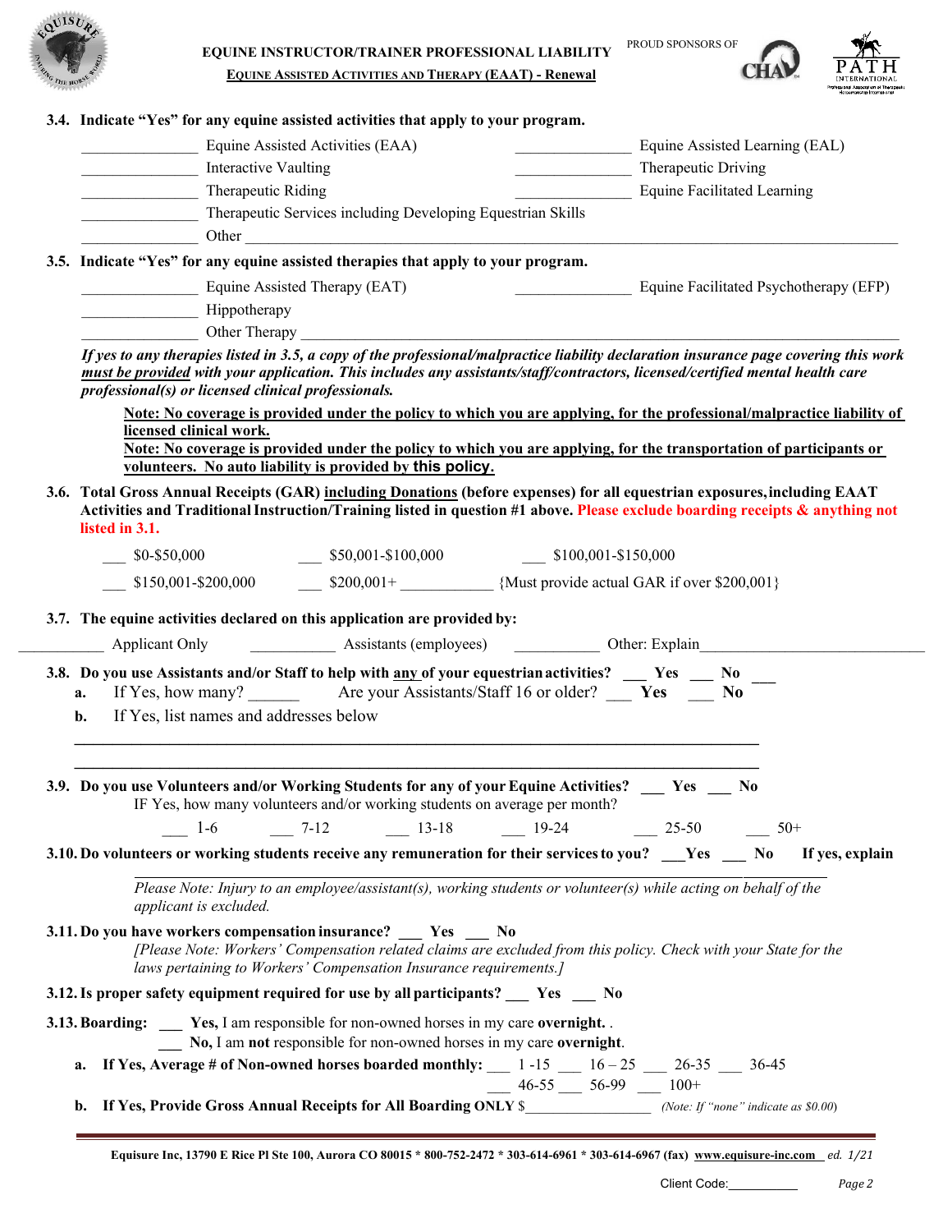**EQUINE INSTRUCTOR/TRAINER PROFESSIONAL LIABILITY**

**EQUINE ASSISTED ACTIVITIES AND THERAPY (EAAT) - Renewal**

PROUD SPONSORS OF

**3.4. Indicate "Yes" for any equine assisted activities that apply to your program.**

_______________ Equine Assisted Activities (EAA) _______________ Equine Assisted Learning (EAL)

_______________ Interactive Vaulting _______________ Therapeutic Driving

_______________ Therapeutic Riding _______________ Equine Facilitated Learning

_______________ Therapeutic Services including Developing Equestrian Skills

_______________ Other ________________________________________________________________

**3.5. Indicate "Yes" for any equine assisted therapies that apply to your program.**

_______________ Equine Assisted Therapy (EAT) _______________ Equine Facilitated Psychotherapy (EFP)

_______________ Hippotherapy

_______________ Other Therapy ________________________________________________________________

***If yes to any therapies listed in 3.5, a copy of the professional/malpractice liability declaration insurance page covering this work must be provided with your application. This includes any assistants/staff/contractors, licensed/certified mental health care professional(s) or licensed clinical professionals.***

**Note: No coverage is provided under the policy to which you are applying, for the professional/malpractice liability of licensed clinical work.**

**Note: No coverage is provided under the policy to which you are applying, for the transportation of participants or volunteers. No auto liability is provided by this policy.**

**3.6. Total Gross Annual Receipts (GAR) including Donations (before expenses) for all equestrian exposures, including EAAT Activities and Traditional Instruction/Training listed in question #1 above. Please exclude boarding receipts & anything not listed in 3.1.**

___ $0-$50,000 ___ $50,001-$100,000 ___ $100,001-$150,000

___ $150,001-$200,000 ___ $200,001+ ____________ {Must provide actual GAR if over $200,001}

**3.7. The equine activities declared on this application are provided by:**

___________ Applicant Only ___________ Assistants (employees) ___________ Other: Explain______________________________

**3.8. Do you use Assistants and/or Staff to help with any of your equestrian activities? ___ Yes ___ No ___**

**a.** If Yes, how many? ______ Are your Assistants/Staff 16 or older? ___ **Yes** ___ **No**

**b.** If Yes, list names and addresses below

________________________________________________________________________________

________________________________________________________________________________

**3.9. Do you use Volunteers and/or Working Students for any of your Equine Activities? ___ Yes ___ No**

IF Yes, how many volunteers and/or working students on average per month?

___ 1-6 ___ 7-12 ___ 13-18 ___ 19-24 ___ 25-50 ___ 50+

**3.10. Do volunteers or working students receive any remuneration for their services to you? ___Yes ___ No If yes, explain**

________________________________________________________________________________

*Please Note: Injury to an employee/assistant(s), working students or volunteer(s) while acting on behalf of the applicant is excluded.*

**3.11. Do you have workers compensation insurance? ___ Yes ___ No**

*[Please Note: Workers' Compensation related claims are excluded from this policy. Check with your State for the laws pertaining to Workers' Compensation Insurance requirements.]*

**3.12. Is proper safety equipment required for use by all participants? ___ Yes ___ No**

**3.13. Boarding:** ___ **Yes,** I am responsible for non-owned horses in my care **overnight.** .

___ **No,** I am **not** responsible for non-owned horses in my care **overnight**.

**a. If Yes, Average # of Non-owned horses boarded monthly:** ___ 1 -15 ___ 16 – 25 ___ 26-35 ___ 36-45 ___ 46-55 ___ 56-99 ___ 100+

**b. If Yes, Provide Gross Annual Receipts for All Boarding ONLY** $________________ *(Note: If "none" indicate as $0.00)*

**Equisure Inc, 13790 E Rice Pl Ste 100, Aurora CO 80015 * 800-752-2472 * 303-614-6961 * 303-614-6967 (fax) www.equisure-inc.com** *ed. 1/21*

Client Code:__________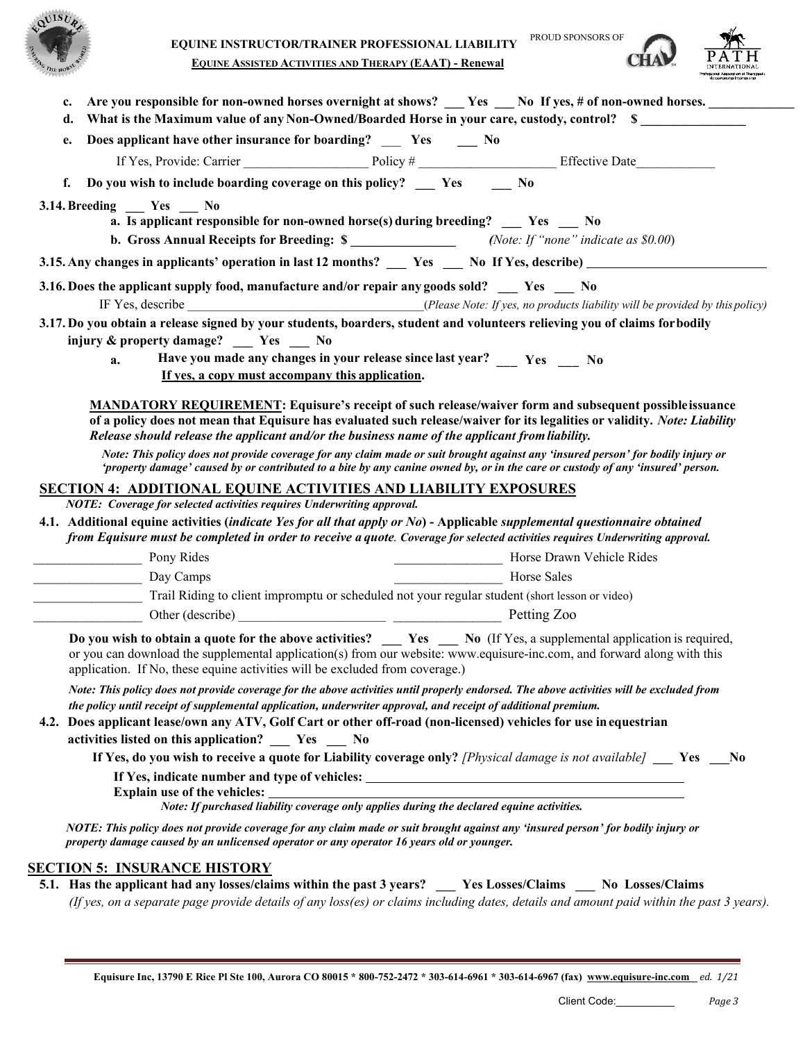**EQUINE INSTRUCTOR/TRAINER PROFESSIONAL LIABILITY**

**EQUINE ASSISTED ACTIVITIES AND THERAPY (EAAT) - Renewal**

PROUD SPONSORS OF

c. **Are you responsible for non-owned horses overnight at shows? ___ Yes ___ No If yes, # of non-owned horses. ____________**

d. **What is the Maximum value of any Non-Owned/Boarded Horse in your care, custody, control? $ _______________**

e. **Does applicant have other insurance for boarding? ___ Yes ___ No**

If Yes, Provide: Carrier __________________ Policy # ____________________ Effective Date___________

f. **Do you wish to include boarding coverage on this policy? ___ Yes ___ No**

**3.14. Breeding ___ Yes ___ No**

a. **Is applicant responsible for non-owned horse(s) during breeding? ___ Yes ___ No**

b. **Gross Annual Receipts for Breeding: $ _______________** *(Note: If "none" indicate as $0.00)*

**3.15. Any changes in applicants' operation in last 12 months? ___ Yes ___ No If Yes, describe) __________________________**

**3.16. Does the applicant supply food, manufacture and/or repair any goods sold? ___ Yes ___ No**

IF Yes, describe ___________________________________ *(Please Note: If yes, no products liability will be provided by this policy)*

**3.17. Do you obtain a release signed by your students, boarders, student and volunteers relieving you of claims for bodily injury & property damage? ___ Yes ___ No**

a. **Have you made any changes in your release since last year? ___ Yes ___ No**
**If yes, a copy must accompany this application.**

**MANDATORY REQUIREMENT: Equisure's receipt of such release/waiver form and subsequent possible issuance of a policy does not mean that Equisure has evaluated such release/waiver for its legalities or validity.** ***Note: Liability Release should release the applicant and/or the business name of the applicant from liability.***

***Note: This policy does not provide coverage for any claim made or suit brought against any 'insured person' for bodily injury or 'property damage' caused by or contributed to a bite by any canine owned by, or in the care or custody of any 'insured' person.***

## SECTION 4: ADDITIONAL EQUINE ACTIVITIES AND LIABILITY EXPOSURES

***NOTE: Coverage for selected activities requires Underwriting approval.***

**4.1. Additional equine activities (*indicate Yes for all that apply or No*) - Applicable *supplemental questionnaire obtained from Equisure must be completed in order to receive a quote. Coverage for selected activities requires Underwriting approval.***

_______________ Pony Rides
_______________ Horse Drawn Vehicle Rides
_______________ Day Camps
_______________ Horse Sales
_______________ Trail Riding to client impromptu or scheduled not your regular student (short lesson or video)
_______________ Other (describe) _____________________
_______________ Petting Zoo

**Do you wish to obtain a quote for the above activities? ___ Yes ___ No** (If Yes, a supplemental application is required, or you can download the supplemental application(s) from our website: www.equisure-inc.com, and forward along with this application. If No, these equine activities will be excluded from coverage.)

***Note: This policy does not provide coverage for the above activities until properly endorsed. The above activities will be excluded from the policy until receipt of supplemental application, underwriter approval, and receipt of additional premium.***

**4.2. Does applicant lease/own any ATV, Golf Cart or other off-road (non-licensed) vehicles for use in equestrian activities listed on this application? ___ Yes ___ No**

**If Yes, do you wish to receive a quote for Liability coverage only?** *[Physical damage is not available]* **___ Yes ___No**

**If Yes, indicate number and type of vehicles: ________________________________________________**

**Explain use of the vehicles: ______________________________________________________**

***Note: If purchased liability coverage only applies during the declared equine activities.***

***NOTE: This policy does not provide coverage for any claim made or suit brought against any 'insured person' for bodily injury or property damage caused by an unlicensed operator or any operator 16 years old or younger.***

## SECTION 5: INSURANCE HISTORY

**5.1. Has the applicant had any losses/claims within the past 3 years? ___ Yes Losses/Claims ___ No Losses/Claims**

*(If yes, on a separate page provide details of any loss(es) or claims including dates, details and amount paid within the past 3 years).*

**Equisure Inc, 13790 E Rice Pl Ste 100, Aurora CO 80015 * 800-752-2472 * 303-614-6961 * 303-614-6967 (fax) www.equisure-inc.com** *ed. 1/21*

Client Code:__________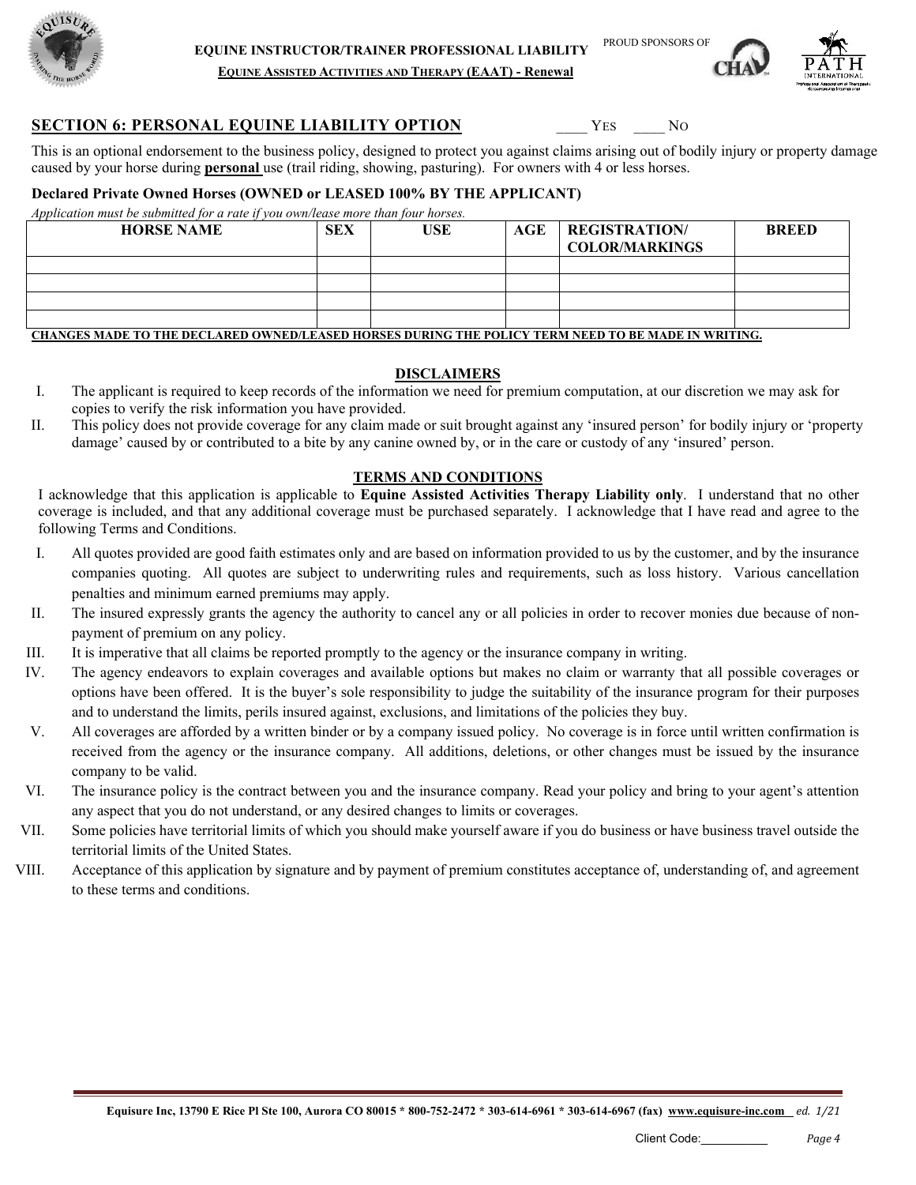## SECTION 6: PERSONAL EQUINE LIABILITY OPTION

____ YES ____ NO

This is an optional endorsement to the business policy, designed to protect you against claims arising out of bodily injury or property damage caused by your horse during **personal** use (trail riding, showing, pasturing). For owners with 4 or less horses.

### Declared Private Owned Horses (OWNED or LEASED 100% BY THE APPLICANT)

*Application must be submitted for a rate if you own/lease more than four horses.*

| HORSE NAME | SEX | USE | AGE | REGISTRATION/ COLOR/MARKINGS | BREED |
|---|---|---|---|---|---|
| | | | | | |
| | | | | | |
| | | | | | |
| | | | | | |

**CHANGES MADE TO THE DECLARED OWNED/LEASED HORSES DURING THE POLICY TERM NEED TO BE MADE IN WRITING.**

### DISCLAIMERS

I. The applicant is required to keep records of the information we need for premium computation, at our discretion we may ask for copies to verify the risk information you have provided.

II. This policy does not provide coverage for any claim made or suit brought against any 'insured person' for bodily injury or 'property damage' caused by or contributed to a bite by any canine owned by, or in the care or custody of any 'insured' person.

### TERMS AND CONDITIONS

I acknowledge that this application is applicable to **Equine Assisted Activities Therapy Liability only**. I understand that no other coverage is included, and that any additional coverage must be purchased separately. I acknowledge that I have read and agree to the following Terms and Conditions.

I. All quotes provided are good faith estimates only and are based on information provided to us by the customer, and by the insurance companies quoting. All quotes are subject to underwriting rules and requirements, such as loss history. Various cancellation penalties and minimum earned premiums may apply.

II. The insured expressly grants the agency the authority to cancel any or all policies in order to recover monies due because of non-payment of premium on any policy.

III. It is imperative that all claims be reported promptly to the agency or the insurance company in writing.

IV. The agency endeavors to explain coverages and available options but makes no claim or warranty that all possible coverages or options have been offered. It is the buyer's sole responsibility to judge the suitability of the insurance program for their purposes and to understand the limits, perils insured against, exclusions, and limitations of the policies they buy.

V. All coverages are afforded by a written binder or by a company issued policy. No coverage is in force until written confirmation is received from the agency or the insurance company. All additions, deletions, or other changes must be issued by the insurance company to be valid.

VI. The insurance policy is the contract between you and the insurance company. Read your policy and bring to your agent's attention any aspect that you do not understand, or any desired changes to limits or coverages.

VII. Some policies have territorial limits of which you should make yourself aware if you do business or have business travel outside the territorial limits of the United States.

VIII. Acceptance of this application by signature and by payment of premium constitutes acceptance of, understanding of, and agreement to these terms and conditions.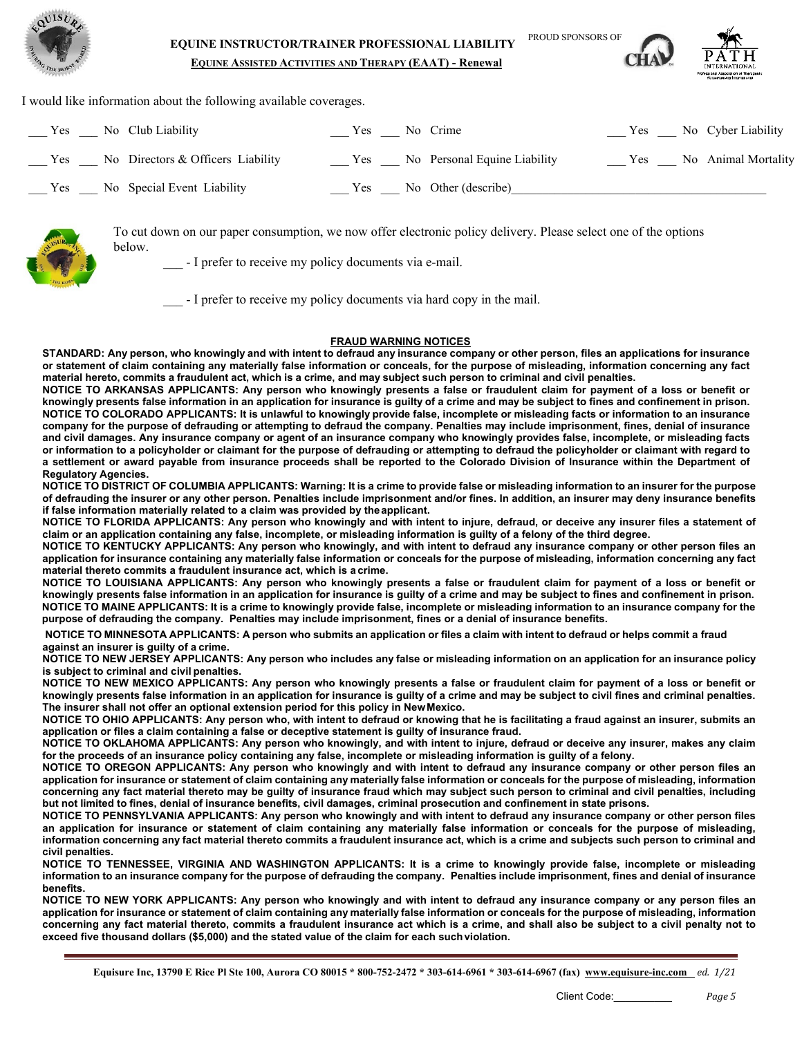**EQUINE INSTRUCTOR/TRAINER PROFESSIONAL LIABILITY**

**EQUINE ASSISTED ACTIVITIES AND THERAPY (EAAT) - Renewal**

PROUD SPONSORS OF

I would like information about the following available coverages.

| | | |
|---|---|---|
| ___ Yes ___ No Club Liability | ___ Yes ___ No Crime | ___ Yes ___ No Cyber Liability |
| ___ Yes ___ No Directors & Officers Liability | ___ Yes ___ No Personal Equine Liability | ___ Yes ___ No Animal Mortality |
| ___ Yes ___ No Special Event Liability | ___ Yes ___ No Other (describe)________________________ | |

To cut down on our paper consumption, we now offer electronic policy delivery. Please select one of the options below.

___ - I prefer to receive my policy documents via e-mail.

___ - I prefer to receive my policy documents via hard copy in the mail.

**FRAUD WARNING NOTICES**

**STANDARD: Any person, who knowingly and with intent to defraud any insurance company or other person, files an applications for insurance or statement of claim containing any materially false information or conceals, for the purpose of misleading, information concerning any fact material hereto, commits a fraudulent act, which is a crime, and may subject such person to criminal and civil penalties.**

**NOTICE TO ARKANSAS APPLICANTS: Any person who knowingly presents a false or fraudulent claim for payment of a loss or benefit or knowingly presents false information in an application for insurance is guilty of a crime and may be subject to fines and confinement in prison.**

**NOTICE TO COLORADO APPLICANTS: It is unlawful to knowingly provide false, incomplete or misleading facts or information to an insurance company for the purpose of defrauding or attempting to defraud the company. Penalties may include imprisonment, fines, denial of insurance and civil damages. Any insurance company or agent of an insurance company who knowingly provides false, incomplete, or misleading facts or information to a policyholder or claimant for the purpose of defrauding or attempting to defraud the policyholder or claimant with regard to a settlement or award payable from insurance proceeds shall be reported to the Colorado Division of Insurance within the Department of Regulatory Agencies.**

**NOTICE TO DISTRICT OF COLUMBIA APPLICANTS: Warning: It is a crime to provide false or misleading information to an insurer for the purpose of defrauding the insurer or any other person. Penalties include imprisonment and/or fines. In addition, an insurer may deny insurance benefits if false information materially related to a claim was provided by the applicant.**

**NOTICE TO FLORIDA APPLICANTS: Any person who knowingly and with intent to injure, defraud, or deceive any insurer files a statement of claim or an application containing any false, incomplete, or misleading information is guilty of a felony of the third degree.**

**NOTICE TO KENTUCKY APPLICANTS: Any person who knowingly, and with intent to defraud any insurance company or other person files an application for insurance containing any materially false information or conceals for the purpose of misleading, information concerning any fact material thereto commits a fraudulent insurance act, which is a crime.**

**NOTICE TO LOUISIANA APPLICANTS: Any person who knowingly presents a false or fraudulent claim for payment of a loss or benefit or knowingly presents false information in an application for insurance is guilty of a crime and may be subject to fines and confinement in prison.**

**NOTICE TO MAINE APPLICANTS: It is a crime to knowingly provide false, incomplete or misleading information to an insurance company for the purpose of defrauding the company. Penalties may include imprisonment, fines or a denial of insurance benefits.**

**NOTICE TO MINNESOTA APPLICANTS: A person who submits an application or files a claim with intent to defraud or helps commit a fraud against an insurer is guilty of a crime.**

**NOTICE TO NEW JERSEY APPLICANTS: Any person who includes any false or misleading information on an application for an insurance policy is subject to criminal and civil penalties.**

**NOTICE TO NEW MEXICO APPLICANTS: Any person who knowingly presents a false or fraudulent claim for payment of a loss or benefit or knowingly presents false information in an application for insurance is guilty of a crime and may be subject to civil fines and criminal penalties. The insurer shall not offer an optional extension period for this policy in New Mexico.**

**NOTICE TO OHIO APPLICANTS: Any person who, with intent to defraud or knowing that he is facilitating a fraud against an insurer, submits an application or files a claim containing a false or deceptive statement is guilty of insurance fraud.**

**NOTICE TO OKLAHOMA APPLICANTS: Any person who knowingly, and with intent to injure, defraud or deceive any insurer, makes any claim for the proceeds of an insurance policy containing any false, incomplete or misleading information is guilty of a felony.**

**NOTICE TO OREGON APPLICANTS: Any person who knowingly and with intent to defraud any insurance company or other person files an application for insurance or statement of claim containing any materially false information or conceals for the purpose of misleading, information concerning any fact material thereto may be guilty of insurance fraud which may subject such person to criminal and civil penalties, including but not limited to fines, denial of insurance benefits, civil damages, criminal prosecution and confinement in state prisons.**

**NOTICE TO PENNSYLVANIA APPLICANTS: Any person who knowingly and with intent to defraud any insurance company or other person files an application for insurance or statement of claim containing any materially false information or conceals for the purpose of misleading, information concerning any fact material thereto commits a fraudulent insurance act, which is a crime and subjects such person to criminal and civil penalties.**

**NOTICE TO TENNESSEE, VIRGINIA AND WASHINGTON APPLICANTS: It is a crime to knowingly provide false, incomplete or misleading information to an insurance company for the purpose of defrauding the company. Penalties include imprisonment, fines and denial of insurance benefits.**

**NOTICE TO NEW YORK APPLICANTS: Any person who knowingly and with intent to defraud any insurance company or any person files an application for insurance or statement of claim containing any materially false information or conceals for the purpose of misleading, information concerning any fact material thereto, commits a fraudulent insurance act which is a crime, and shall also be subject to a civil penalty not to exceed five thousand dollars ($5,000) and the stated value of the claim for each such violation.**

Equisure Inc, 13790 E Rice Pl Ste 100, Aurora CO 80015 * 800-752-2472 * 303-614-6961 * 303-614-6967 (fax) www.equisure-inc.com *ed. 1/21*

Client Code:__________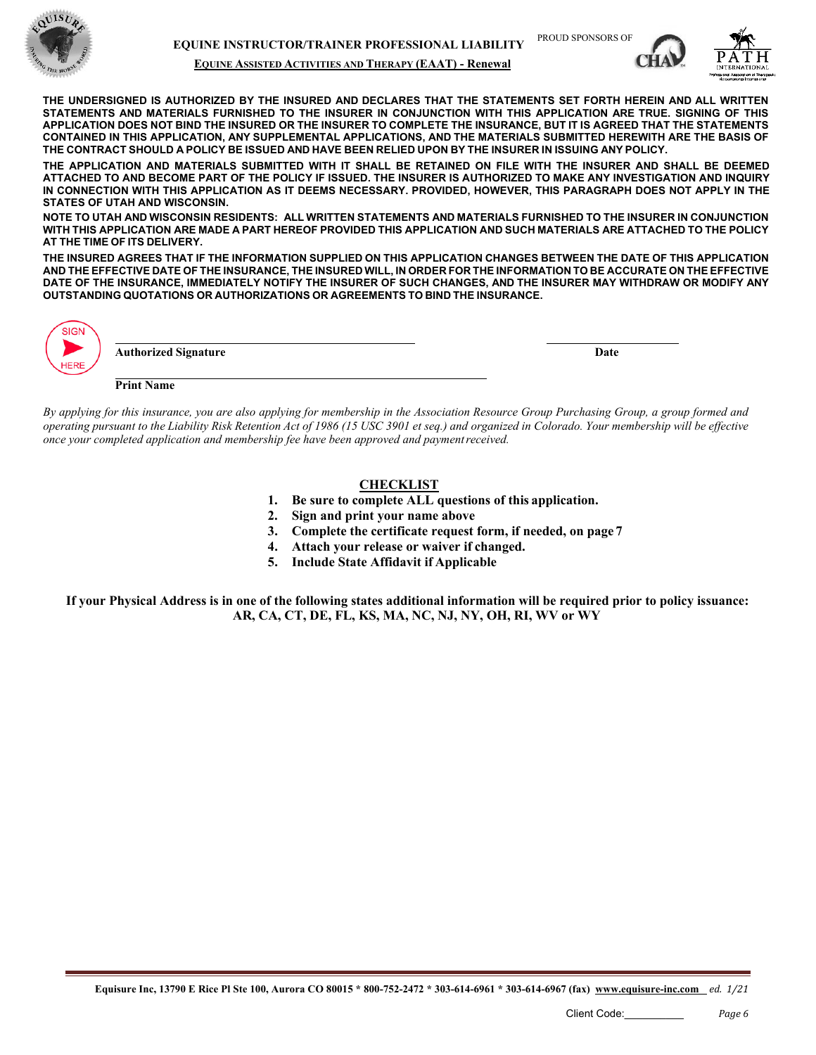**EQUINE INSTRUCTOR/TRAINER PROFESSIONAL LIABILITY**

**EQUINE ASSISTED ACTIVITIES AND THERAPY (EAAT) - Renewal**

PROUD SPONSORS OF

**THE UNDERSIGNED IS AUTHORIZED BY THE INSURED AND DECLARES THAT THE STATEMENTS SET FORTH HEREIN AND ALL WRITTEN STATEMENTS AND MATERIALS FURNISHED TO THE INSURER IN CONJUNCTION WITH THIS APPLICATION ARE TRUE. SIGNING OF THIS APPLICATION DOES NOT BIND THE INSURED OR THE INSURER TO COMPLETE THE INSURANCE, BUT IT IS AGREED THAT THE STATEMENTS CONTAINED IN THIS APPLICATION, ANY SUPPLEMENTAL APPLICATIONS, AND THE MATERIALS SUBMITTED HEREWITH ARE THE BASIS OF THE CONTRACT SHOULD A POLICY BE ISSUED AND HAVE BEEN RELIED UPON BY THE INSURER IN ISSUING ANY POLICY.**

**THE APPLICATION AND MATERIALS SUBMITTED WITH IT SHALL BE RETAINED ON FILE WITH THE INSURER AND SHALL BE DEEMED ATTACHED TO AND BECOME PART OF THE POLICY IF ISSUED. THE INSURER IS AUTHORIZED TO MAKE ANY INVESTIGATION AND INQUIRY IN CONNECTION WITH THIS APPLICATION AS IT DEEMS NECESSARY. PROVIDED, HOWEVER, THIS PARAGRAPH DOES NOT APPLY IN THE STATES OF UTAH AND WISCONSIN.**

**NOTE TO UTAH AND WISCONSIN RESIDENTS: ALL WRITTEN STATEMENTS AND MATERIALS FURNISHED TO THE INSURER IN CONJUNCTION WITH THIS APPLICATION ARE MADE A PART HEREOF PROVIDED THIS APPLICATION AND SUCH MATERIALS ARE ATTACHED TO THE POLICY AT THE TIME OF ITS DELIVERY.**

**THE INSURED AGREES THAT IF THE INFORMATION SUPPLIED ON THIS APPLICATION CHANGES BETWEEN THE DATE OF THIS APPLICATION AND THE EFFECTIVE DATE OF THE INSURANCE, THE INSURED WILL, IN ORDER FOR THE INFORMATION TO BE ACCURATE ON THE EFFECTIVE DATE OF THE INSURANCE, IMMEDIATELY NOTIFY THE INSURER OF SUCH CHANGES, AND THE INSURER MAY WITHDRAW OR MODIFY ANY OUTSTANDING QUOTATIONS OR AUTHORIZATIONS OR AGREEMENTS TO BIND THE INSURANCE.**

SIGN HERE

______________________________ **Authorized Signature** ______________ **Date**

______________________________ **Print Name**

*By applying for this insurance, you are also applying for membership in the Association Resource Group Purchasing Group, a group formed and operating pursuant to the Liability Risk Retention Act of 1986 (15 USC 3901 et seq.) and organized in Colorado. Your membership will be effective once your completed application and membership fee have been approved and payment received.*

**CHECKLIST**

1. **Be sure to complete ALL questions of this application.**
2. **Sign and print your name above**
3. **Complete the certificate request form, if needed, on page 7**
4. **Attach your release or waiver if changed.**
5. **Include State Affidavit if Applicable**

**If your Physical Address is in one of the following states additional information will be required prior to policy issuance: AR, CA, CT, DE, FL, KS, MA, NC, NJ, NY, OH, RI, WV or WY**

**Equisure Inc, 13790 E Rice Pl Ste 100, Aurora CO 80015 * 800-752-2472 * 303-614-6961 * 303-614-6967 (fax) www.equisure-inc.com** *ed. 1/21*

Client Code: __________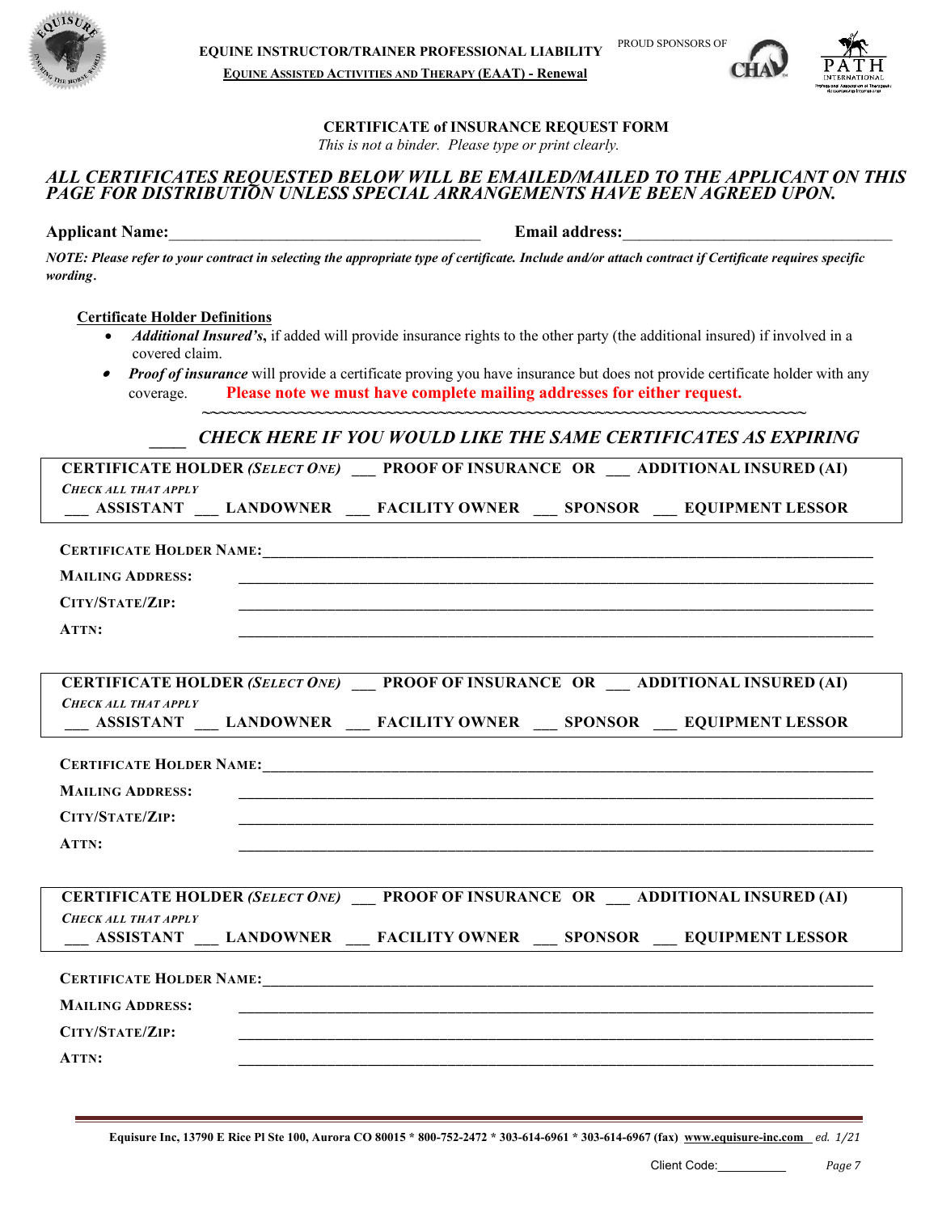**EQUINE INSTRUCTOR/TRAINER PROFESSIONAL LIABILITY**

**EQUINE ASSISTED ACTIVITIES AND THERAPY (EAAT) - Renewal**

PROUD SPONSORS OF

## CERTIFICATE of INSURANCE REQUEST FORM

*This is not a binder. Please type or print clearly.*

***ALL CERTIFICATES REQUESTED BELOW WILL BE EMAILED/MAILED TO THE APPLICANT ON THIS PAGE FOR DISTRIBUTION UNLESS SPECIAL ARRANGEMENTS HAVE BEEN AGREED UPON.***

**Applicant Name:**______________________________________ **Email address:**_________________________________

***NOTE: Please refer to your contract in selecting the appropriate type of certificate. Include and/or attach contract if Certificate requires specific wording.***

**Certificate Holder Definitions**

- ***Additional Insured's,*** if added will provide insurance rights to the other party (the additional insured) if involved in a covered claim.
- ***Proof of insurance*** will provide a certificate proving you have insurance but does not provide certificate holder with any coverage. **Please note we must have complete mailing addresses for either request.**

____ ***CHECK HERE IF YOU WOULD LIKE THE SAME CERTIFICATES AS EXPIRING***

**CERTIFICATE HOLDER *(SELECT ONE)*** ___ **PROOF OF INSURANCE OR** ___ **ADDITIONAL INSURED (AI)**

***CHECK ALL THAT APPLY***

___ **ASSISTANT** ___ **LANDOWNER** ___ **FACILITY OWNER** ___ **SPONSOR** ___ **EQUIPMENT LESSOR**

**CERTIFICATE HOLDER NAME:**_______________________________________________

**MAILING ADDRESS:** _______________________________________________

**CITY/STATE/ZIP:** _______________________________________________

**ATTN:** _______________________________________________

**CERTIFICATE HOLDER *(SELECT ONE)*** ___ **PROOF OF INSURANCE OR** ___ **ADDITIONAL INSURED (AI)**

***CHECK ALL THAT APPLY***

___ **ASSISTANT** ___ **LANDOWNER** ___ **FACILITY OWNER** ___ **SPONSOR** ___ **EQUIPMENT LESSOR**

**CERTIFICATE HOLDER NAME:**_______________________________________________

**MAILING ADDRESS:** _______________________________________________

**CITY/STATE/ZIP:** _______________________________________________

**ATTN:** _______________________________________________

**CERTIFICATE HOLDER *(SELECT ONE)*** ___ **PROOF OF INSURANCE OR** ___ **ADDITIONAL INSURED (AI)**

***CHECK ALL THAT APPLY***

___ **ASSISTANT** ___ **LANDOWNER** ___ **FACILITY OWNER** ___ **SPONSOR** ___ **EQUIPMENT LESSOR**

**CERTIFICATE HOLDER NAME:**_______________________________________________

**MAILING ADDRESS:** _______________________________________________

**CITY/STATE/ZIP:** _______________________________________________

**ATTN:** _______________________________________________

**Equisure Inc, 13790 E Rice Pl Ste 100, Aurora CO 80015 * 800-752-2472 * 303-614-6961 * 303-614-6967 (fax) www.equisure-inc.com** *ed. 1/21*

Client Code:__________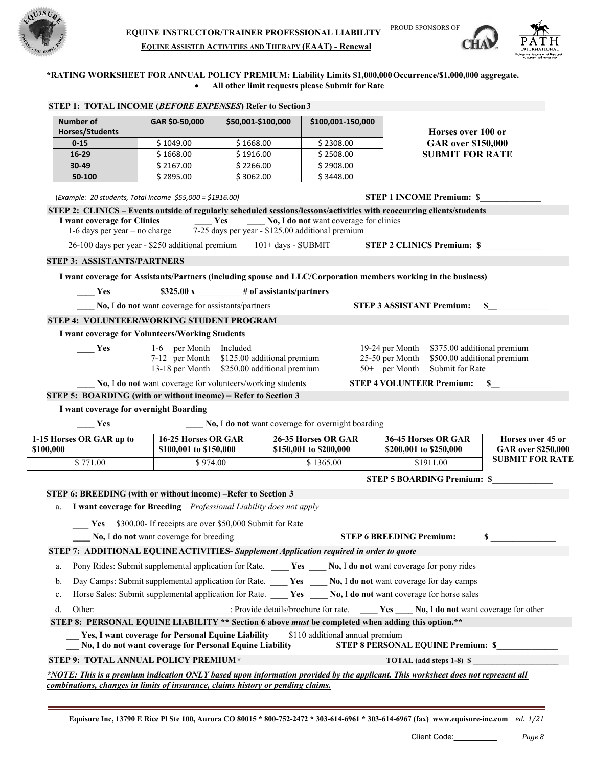# EQUINE INSTRUCTOR/TRAINER PROFESSIONAL LIABILITY

**EQUINE ASSISTED ACTIVITIES AND THERAPY (EAAT) - Renewal**

PROUD SPONSORS OF

**\*RATING WORKSHEET FOR ANNUAL POLICY PREMIUM: Liability Limits $1,000,000 Occurrence/$1,000,000 aggregate.**

- **All other limit requests please Submit for Rate**

**STEP 1: TOTAL INCOME (*BEFORE EXPENSES*) Refer to Section 3**

| Number of Horses/Students | GAR $0-50,000 | $50,001-$100,000 | $100,001-150,000 |
|---|---|---|---|
| 0-15 | $ 1049.00 | $ 1668.00 | $ 2308.00 |
| 16-29 | $ 1668.00 | $ 1916.00 | $ 2508.00 |
| 30-49 | $ 2167.00 | $ 2266.00 | $ 2908.00 |
| 50-100 | $ 2895.00 | $ 3062.00 | $ 3448.00 |

**Horses over 100 or GAR over $150,000 SUBMIT FOR RATE**

(*Example: 20 students, Total Income $55,000 = $1916.00)*

**STEP 1 INCOME Premium:** $______________

**STEP 2: CLINICS – Events outside of regularly scheduled sessions/lessons/activities with reoccurring clients/students**

**I want coverage for Clinics** ____ **Yes** ____ **No,** I **do not** want coverage for clinics

1-6 days per year – no charge 7-25 days per year - $125.00 additional premium

26-100 days per year - $250 additional premium 101+ days - SUBMIT

**STEP 2 CLINICS Premium: $**______________

**STEP 3: ASSISTANTS/PARTNERS**

**I want coverage for Assistants/Partners (including spouse and LLC/Corporation members working in the business)**

____ **Yes** **$325.00 x** __________ **# of assistants/partners**

____ **No,** I **do not** want coverage for assistants/partners

**STEP 3 ASSISTANT Premium: $**______________

**STEP 4: VOLUNTEER/WORKING STUDENT PROGRAM**

**I want coverage for Volunteers/Working Students**

____ **Yes**

- 1-6 per Month Included
- 7-12 per Month $125.00 additional premium
- 13-18 per Month $250.00 additional premium
- 19-24 per Month $375.00 additional premium
- 25-50 per Month $500.00 additional premium
- 50+ per Month Submit for Rate

____ **No,** I **do not** want coverage for volunteers/working students

**STEP 4 VOLUNTEER Premium: $**______________

**STEP 5: BOARDING (with or without income) – Refer to Section 3**

**I want coverage for overnight Boarding**

____ **Yes** ____ **No,** I **do not** want coverage for overnight boarding

| 1-15 Horses OR GAR up to $100,000 | 16-25 Horses OR GAR $100,001 to $150,000 | 26-35 Horses OR GAR $150,001 to $200,000 | 36-45 Horses OR GAR $200,001 to $250,000 | Horses over 45 or GAR over $250,000 SUBMIT FOR RATE |
|---|---|---|---|---|
| $ 771.00 | $ 974.00 | $ 1365.00 | $1911.00 | |

**STEP 5 BOARDING Premium: $**______________

**STEP 6: BREEDING (with or without income) –Refer to Section 3**

a. **I want coverage for Breeding** *Professional Liability does not apply*

____ **Yes** $300.00- If receipts are over $50,000 Submit for Rate

____ **No,** I **do not** want coverage for breeding

**STEP 6 BREEDING Premium: $**______________

**STEP 7: ADDITIONAL EQUINE ACTIVITIES-** ***Supplement Application required in order to quote***

a. Pony Rides: Submit supplemental application for Rate. ____ **Yes** ____ **No,** I **do not** want coverage for pony rides

b. Day Camps: Submit supplemental application for Rate. ____ **Yes** ____ **No,** I **do not** want coverage for day camps

c. Horse Sales: Submit supplemental application for Rate. ____ **Yes** ____ **No,** I **do not** want coverage for horse sales

d. Other:______________________________: Provide details/brochure for rate. ____ **Yes** ____ **No,** I **do not** want coverage for other

**STEP 8: PERSONAL EQUINE LIABILITY \*\* Section 6 above *must* be completed when adding this option.\*\***

___ **Yes, I want coverage for Personal Equine Liability** $110 additional annual premium

___ **No, I do not want coverage for Personal Equine Liability**

**STEP 8 PERSONAL EQUINE Premium: $**______________

**STEP 9: TOTAL ANNUAL POLICY PREMIUM\*** **TOTAL (add steps 1-8) $** ____________________

***\*NOTE: This is a premium indication ONLY based upon information provided by the applicant. This worksheet does not represent all combinations, changes in limits of insurance, claims history or pending claims.***

**Equisure Inc, 13790 E Rice Pl Ste 100, Aurora CO 80015 \* 800-752-2472 \* 303-614-6961 \* 303-614-6967 (fax) www.equisure-inc.com** *ed. 1/21*

Client Code:__________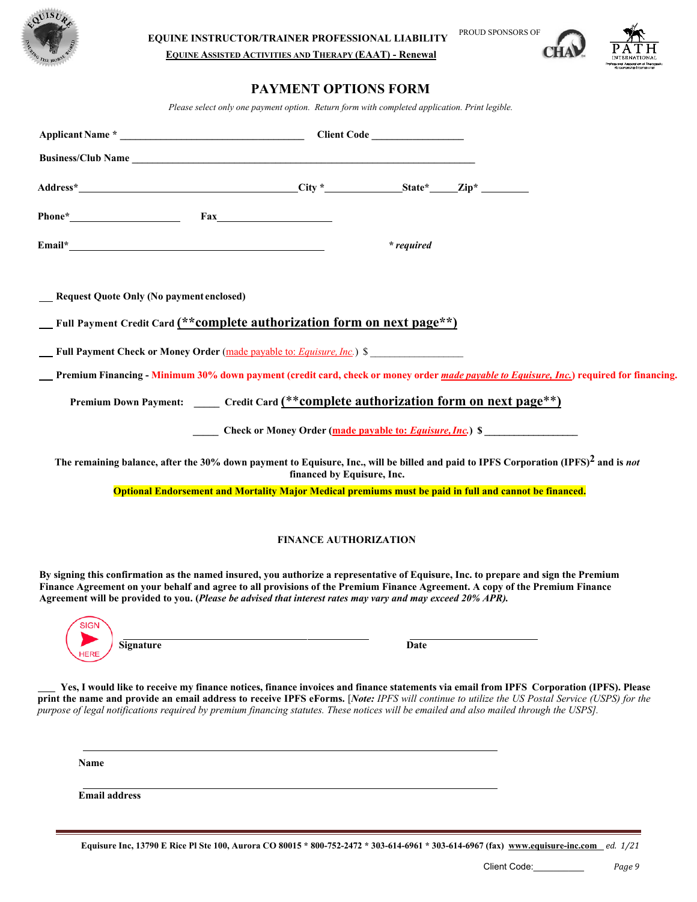**EQUINE INSTRUCTOR/TRAINER PROFESSIONAL LIABILITY**

**EQUINE ASSISTED ACTIVITIES AND THERAPY (EAAT) - Renewal**

PROUD SPONSORS OF

# PAYMENT OPTIONS FORM

*Please select only one payment option. Return form with completed application. Print legible.*

**Applicant Name *** ___________________________________ **Client Code** _________________

**Business/Club Name** _________________________________________________________________

**Address*** ________________________________________ **City *** ______________ **State*** _____ **Zip*** _________

**Phone*** _____________________ **Fax** ______________________

**Email*** ________________________________________________ *** required**

___ **Request Quote Only (No payment enclosed)**

___ **Full Payment Credit Card (**complete authorization form on next page**)**

___ **Full Payment Check or Money Order** (made payable to: *Equisure, Inc.*) $ _________________

___ **Premium Financing - Minimum 30% down payment (credit card, check or money order *made payable to Equisure, Inc.*) required for financing.**

**Premium Down Payment:** _____ **Credit Card (**complete authorization form on next page**)**

_____ **Check or Money Order (made payable to: *Equisure, Inc.*) $** _________________

**The remaining balance, after the 30% down payment to Equisure, Inc., will be billed and paid to IPFS Corporation (IPFS)[2] and is *not* financed by Equisure, Inc.**

**Optional Endorsement and Mortality Major Medical premiums must be paid in full and cannot be financed.**

## FINANCE AUTHORIZATION

**By signing this confirmation as the named insured, you authorize a representative of Equisure, Inc. to prepare and sign the Premium Finance Agreement on your behalf and agree to all provisions of the Premium Finance Agreement. A copy of the Premium Finance Agreement will be provided to you. (*Please be advised that interest rates may vary and may exceed 20% APR).***

SIGN HERE

______________________________________ ________________________

**Signature** **Date**

___ **Yes, I would like to receive my finance notices, finance invoices and finance statements via email from IPFS Corporation (IPFS). Please print the name and provide an email address to receive IPFS eForms.** [***Note:*** *IPFS will continue to utilize the US Postal Service (USPS) for the purpose of legal notifications required by premium financing statutes. These notices will be emailed and also mailed through the USPS].*

____________________________________________________________

**Name**

____________________________________________________________

**Email address**

**Equisure Inc, 13790 E Rice Pl Ste 100, Aurora CO 80015 * 800-752-2472 * 303-614-6961 * 303-614-6967 (fax) www.equisure-inc.com** *ed. 1/21*

Client Code:__________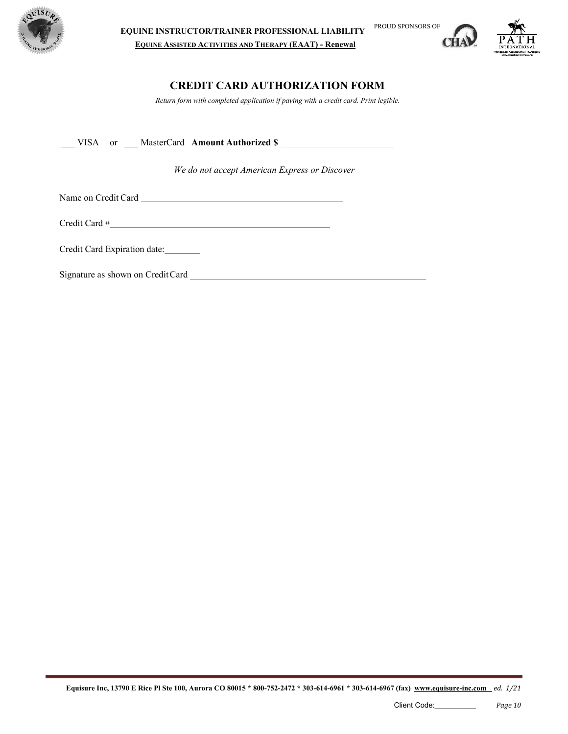**EQUINE INSTRUCTOR/TRAINER PROFESSIONAL LIABILITY**

**EQUINE ASSISTED ACTIVITIES AND THERAPY (EAAT) - Renewal**

PROUD SPONSORS OF

# CREDIT CARD AUTHORIZATION FORM

*Return form with completed application if paying with a credit card. Print legible.*

___ VISA or ___ MasterCard **Amount Authorized $** ________________________

*We do not accept American Express or Discover*

Name on Credit Card ____________________________________________

Credit Card #________________________________________________

Credit Card Expiration date:________

Signature as shown on Credit Card ____________________________________________________

**Equisure Inc, 13790 E Rice Pl Ste 100, Aurora CO 80015 * 800-752-2472 * 303-614-6961 * 303-614-6967 (fax) www.equisure-inc.com** *ed. 1/21*

Client Code:__________